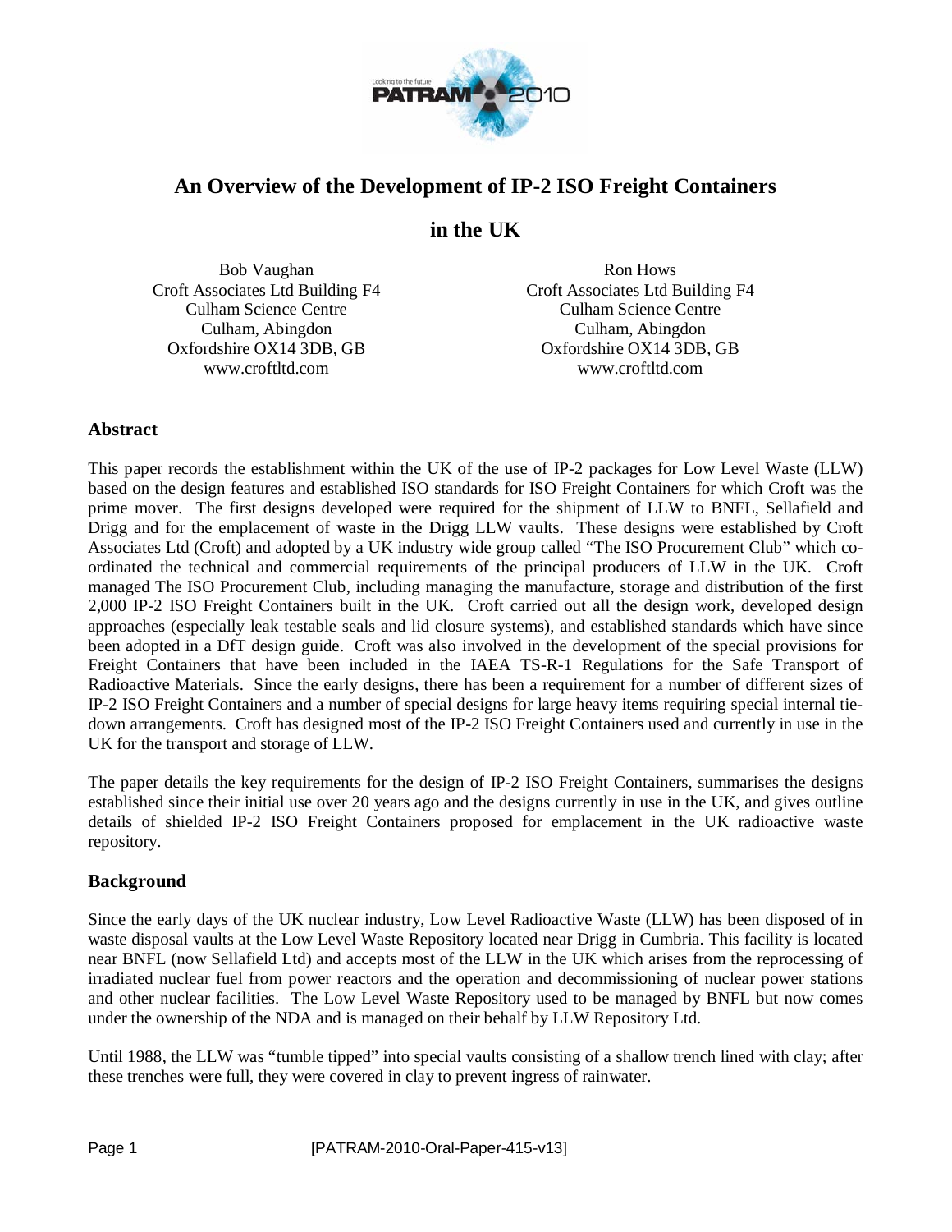# An Overview of the Development of IP-2 ISO Freight Containers in the UK

Bob Vaughan
Croft Associates Ltd Building F4
Culham Science Centre
Culham, Abingdon
Oxfordshire OX14 3DB, GB
www.croftltd.com

Ron Hows
Croft Associates Ltd Building F4
Culham Science Centre
Culham, Abingdon
Oxfordshire OX14 3DB, GB
www.croftltd.com

## Abstract

This paper records the establishment within the UK of the use of IP-2 packages for Low Level Waste (LLW) based on the design features and established ISO standards for ISO Freight Containers for which Croft was the prime mover. The first designs developed were required for the shipment of LLW to BNFL, Sellafield and Drigg and for the emplacement of waste in the Drigg LLW vaults. These designs were established by Croft Associates Ltd (Croft) and adopted by a UK industry wide group called "The ISO Procurement Club" which co-ordinated the technical and commercial requirements of the principal producers of LLW in the UK. Croft managed The ISO Procurement Club, including managing the manufacture, storage and distribution of the first 2,000 IP-2 ISO Freight Containers built in the UK. Croft carried out all the design work, developed design approaches (especially leak testable seals and lid closure systems), and established standards which have since been adopted in a DfT design guide. Croft was also involved in the development of the special provisions for Freight Containers that have been included in the IAEA TS-R-1 Regulations for the Safe Transport of Radioactive Materials. Since the early designs, there has been a requirement for a number of different sizes of IP-2 ISO Freight Containers and a number of special designs for large heavy items requiring special internal tie-down arrangements. Croft has designed most of the IP-2 ISO Freight Containers used and currently in use in the UK for the transport and storage of LLW.

The paper details the key requirements for the design of IP-2 ISO Freight Containers, summarises the designs established since their initial use over 20 years ago and the designs currently in use in the UK, and gives outline details of shielded IP-2 ISO Freight Containers proposed for emplacement in the UK radioactive waste repository.

## Background

Since the early days of the UK nuclear industry, Low Level Radioactive Waste (LLW) has been disposed of in waste disposal vaults at the Low Level Waste Repository located near Drigg in Cumbria. This facility is located near BNFL (now Sellafield Ltd) and accepts most of the LLW in the UK which arises from the reprocessing of irradiated nuclear fuel from power reactors and the operation and decommissioning of nuclear power stations and other nuclear facilities. The Low Level Waste Repository used to be managed by BNFL but now comes under the ownership of the NDA and is managed on their behalf by LLW Repository Ltd.

Until 1988, the LLW was "tumble tipped" into special vaults consisting of a shallow trench lined with clay; after these trenches were full, they were covered in clay to prevent ingress of rainwater.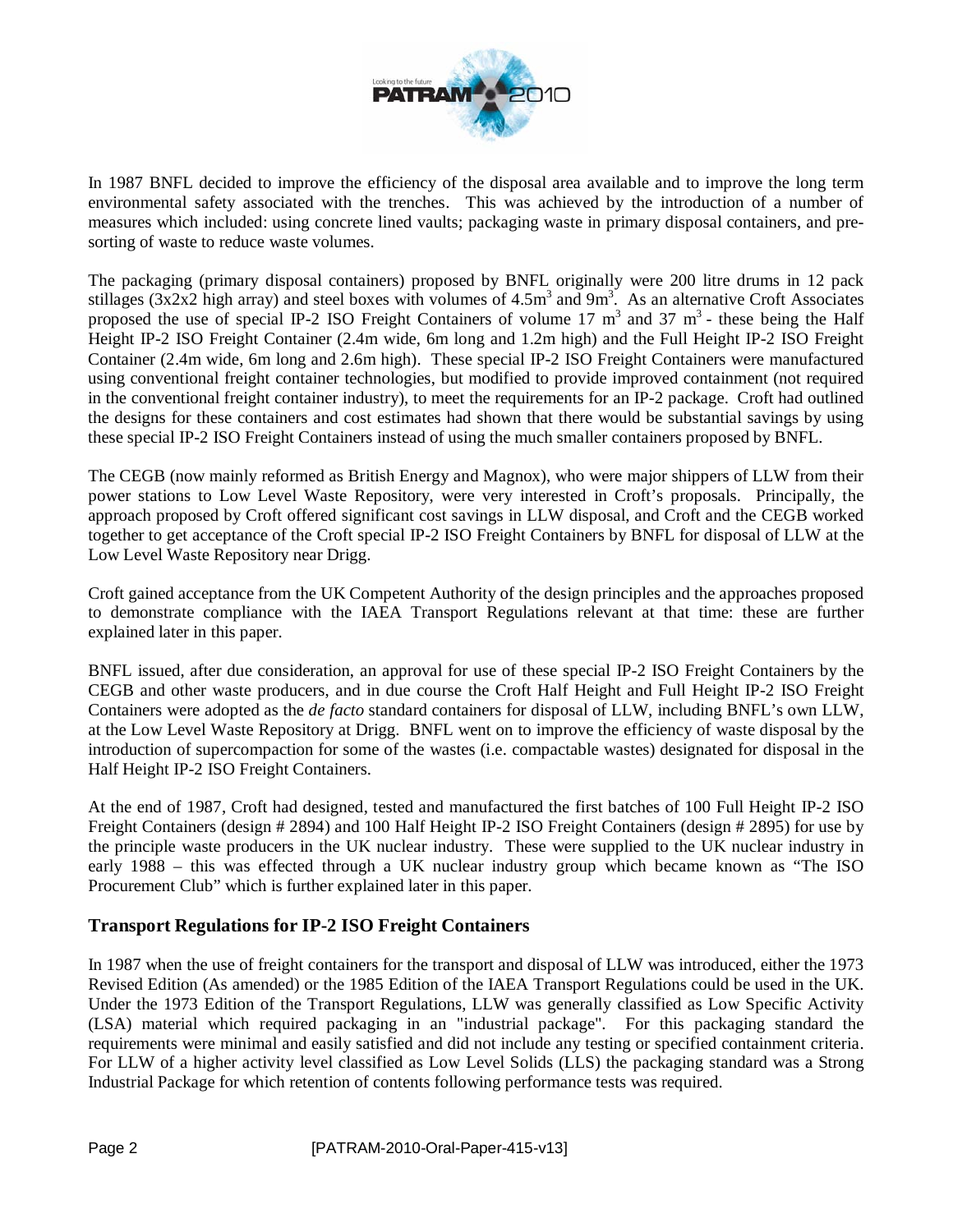In 1987 BNFL decided to improve the efficiency of the disposal area available and to improve the long term environmental safety associated with the trenches. This was achieved by the introduction of a number of measures which included: using concrete lined vaults; packaging waste in primary disposal containers, and pre-sorting of waste to reduce waste volumes.

The packaging (primary disposal containers) proposed by BNFL originally were 200 litre drums in 12 pack stillages (3x2x2 high array) and steel boxes with volumes of $4.5m^3$ and $9m^3$. As an alternative Croft Associates proposed the use of special IP-2 ISO Freight Containers of volume 17 $m^3$ and 37 $m^3$ - these being the Half Height IP-2 ISO Freight Container (2.4m wide, 6m long and 1.2m high) and the Full Height IP-2 ISO Freight Container (2.4m wide, 6m long and 2.6m high). These special IP-2 ISO Freight Containers were manufactured using conventional freight container technologies, but modified to provide improved containment (not required in the conventional freight container industry), to meet the requirements for an IP-2 package. Croft had outlined the designs for these containers and cost estimates had shown that there would be substantial savings by using these special IP-2 ISO Freight Containers instead of using the much smaller containers proposed by BNFL.

The CEGB (now mainly reformed as British Energy and Magnox), who were major shippers of LLW from their power stations to Low Level Waste Repository, were very interested in Croft's proposals. Principally, the approach proposed by Croft offered significant cost savings in LLW disposal, and Croft and the CEGB worked together to get acceptance of the Croft special IP-2 ISO Freight Containers by BNFL for disposal of LLW at the Low Level Waste Repository near Drigg.

Croft gained acceptance from the UK Competent Authority of the design principles and the approaches proposed to demonstrate compliance with the IAEA Transport Regulations relevant at that time: these are further explained later in this paper.

BNFL issued, after due consideration, an approval for use of these special IP-2 ISO Freight Containers by the CEGB and other waste producers, and in due course the Croft Half Height and Full Height IP-2 ISO Freight Containers were adopted as the *de facto* standard containers for disposal of LLW, including BNFL's own LLW, at the Low Level Waste Repository at Drigg. BNFL went on to improve the efficiency of waste disposal by the introduction of supercompaction for some of the wastes (i.e. compactable wastes) designated for disposal in the Half Height IP-2 ISO Freight Containers.

At the end of 1987, Croft had designed, tested and manufactured the first batches of 100 Full Height IP-2 ISO Freight Containers (design # 2894) and 100 Half Height IP-2 ISO Freight Containers (design # 2895) for use by the principle waste producers in the UK nuclear industry. These were supplied to the UK nuclear industry in early 1988 – this was effected through a UK nuclear industry group which became known as "The ISO Procurement Club" which is further explained later in this paper.

## Transport Regulations for IP-2 ISO Freight Containers

In 1987 when the use of freight containers for the transport and disposal of LLW was introduced, either the 1973 Revised Edition (As amended) or the 1985 Edition of the IAEA Transport Regulations could be used in the UK. Under the 1973 Edition of the Transport Regulations, LLW was generally classified as Low Specific Activity (LSA) material which required packaging in an "industrial package". For this packaging standard the requirements were minimal and easily satisfied and did not include any testing or specified containment criteria. For LLW of a higher activity level classified as Low Level Solids (LLS) the packaging standard was a Strong Industrial Package for which retention of contents following performance tests was required.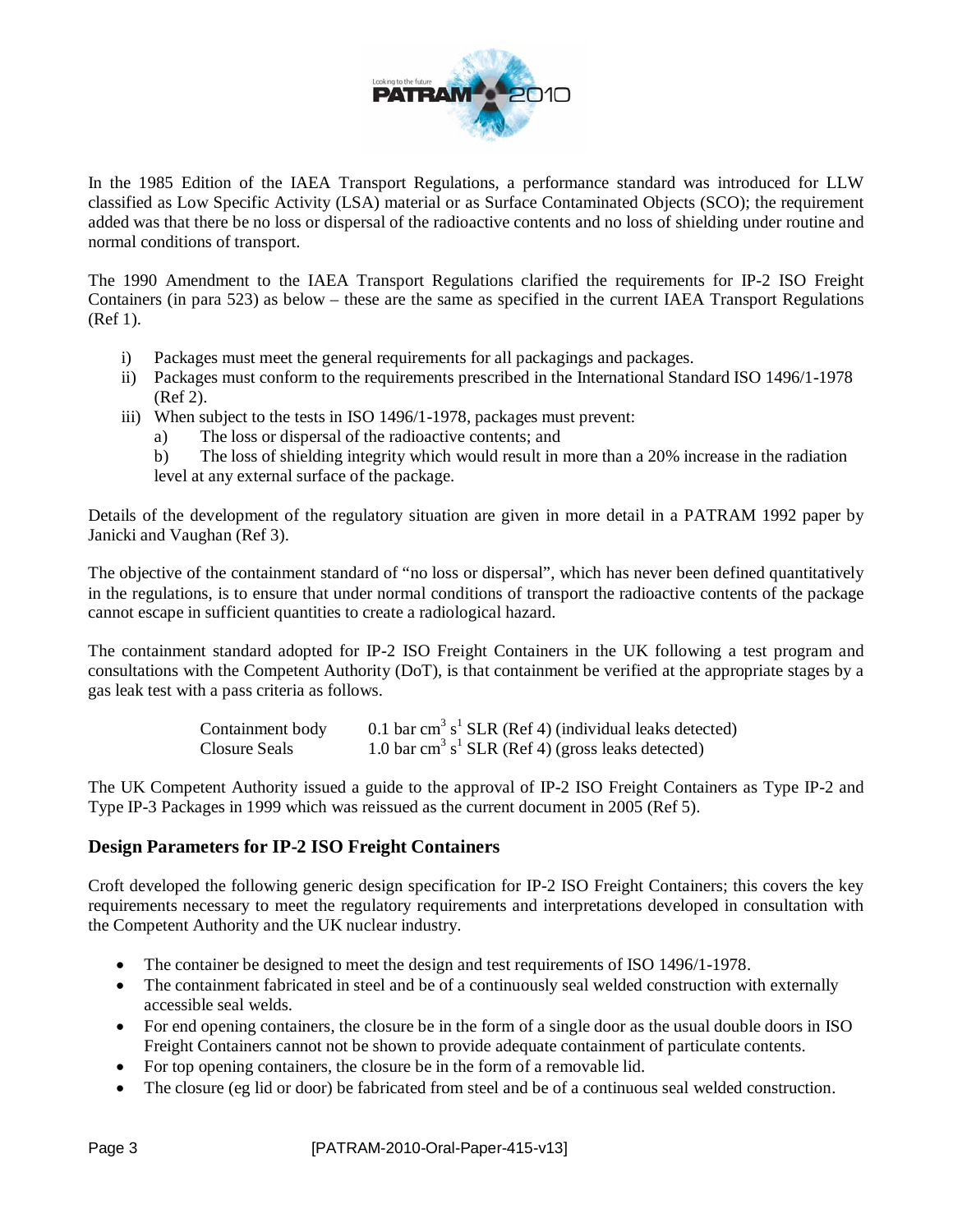In the 1985 Edition of the IAEA Transport Regulations, a performance standard was introduced for LLW classified as Low Specific Activity (LSA) material or as Surface Contaminated Objects (SCO); the requirement added was that there be no loss or dispersal of the radioactive contents and no loss of shielding under routine and normal conditions of transport.

The 1990 Amendment to the IAEA Transport Regulations clarified the requirements for IP-2 ISO Freight Containers (in para 523) as below – these are the same as specified in the current IAEA Transport Regulations (Ref 1).

i) Packages must meet the general requirements for all packagings and packages.
ii) Packages must conform to the requirements prescribed in the International Standard ISO 1496/1-1978 (Ref 2).
iii) When subject to the tests in ISO 1496/1-1978, packages must prevent:
   a) The loss or dispersal of the radioactive contents; and
   b) The loss of shielding integrity which would result in more than a 20% increase in the radiation level at any external surface of the package.

Details of the development of the regulatory situation are given in more detail in a PATRAM 1992 paper by Janicki and Vaughan (Ref 3).

The objective of the containment standard of "no loss or dispersal", which has never been defined quantitatively in the regulations, is to ensure that under normal conditions of transport the radioactive contents of the package cannot escape in sufficient quantities to create a radiological hazard.

The containment standard adopted for IP-2 ISO Freight Containers in the UK following a test program and consultations with the Competent Authority (DoT), is that containment be verified at the appropriate stages by a gas leak test with a pass criteria as follows.

| | |
|---|---|
| Containment body | 0.1 bar $cm^3 s^1$ SLR (Ref 4) (individual leaks detected) |
| Closure Seals | 1.0 bar $cm^3 s^1$ SLR (Ref 4) (gross leaks detected) |

The UK Competent Authority issued a guide to the approval of IP-2 ISO Freight Containers as Type IP-2 and Type IP-3 Packages in 1999 which was reissued as the current document in 2005 (Ref 5).

## Design Parameters for IP-2 ISO Freight Containers

Croft developed the following generic design specification for IP-2 ISO Freight Containers; this covers the key requirements necessary to meet the regulatory requirements and interpretations developed in consultation with the Competent Authority and the UK nuclear industry.

- The container be designed to meet the design and test requirements of ISO 1496/1-1978.
- The containment fabricated in steel and be of a continuously seal welded construction with externally accessible seal welds.
- For end opening containers, the closure be in the form of a single door as the usual double doors in ISO Freight Containers cannot not be shown to provide adequate containment of particulate contents.
- For top opening containers, the closure be in the form of a removable lid.
- The closure (eg lid or door) be fabricated from steel and be of a continuous seal welded construction.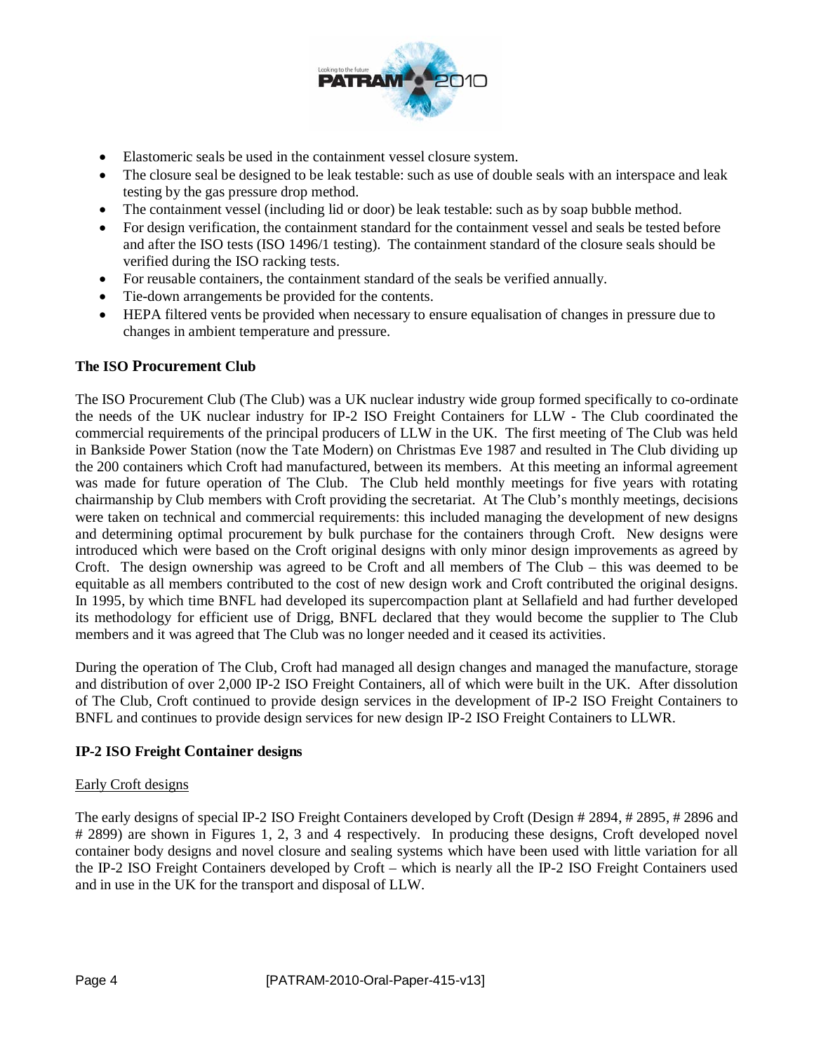- Elastomeric seals be used in the containment vessel closure system.
- The closure seal be designed to be leak testable: such as use of double seals with an interspace and leak testing by the gas pressure drop method.
- The containment vessel (including lid or door) be leak testable: such as by soap bubble method.
- For design verification, the containment standard for the containment vessel and seals be tested before and after the ISO tests (ISO 1496/1 testing). The containment standard of the closure seals should be verified during the ISO racking tests.
- For reusable containers, the containment standard of the seals be verified annually.
- Tie-down arrangements be provided for the contents.
- HEPA filtered vents be provided when necessary to ensure equalisation of changes in pressure due to changes in ambient temperature and pressure.

## The ISO Procurement Club

The ISO Procurement Club (The Club) was a UK nuclear industry wide group formed specifically to co-ordinate the needs of the UK nuclear industry for IP-2 ISO Freight Containers for LLW - The Club coordinated the commercial requirements of the principal producers of LLW in the UK. The first meeting of The Club was held in Bankside Power Station (now the Tate Modern) on Christmas Eve 1987 and resulted in The Club dividing up the 200 containers which Croft had manufactured, between its members. At this meeting an informal agreement was made for future operation of The Club. The Club held monthly meetings for five years with rotating chairmanship by Club members with Croft providing the secretariat. At The Club's monthly meetings, decisions were taken on technical and commercial requirements: this included managing the development of new designs and determining optimal procurement by bulk purchase for the containers through Croft. New designs were introduced which were based on the Croft original designs with only minor design improvements as agreed by Croft. The design ownership was agreed to be Croft and all members of The Club – this was deemed to be equitable as all members contributed to the cost of new design work and Croft contributed the original designs. In 1995, by which time BNFL had developed its supercompaction plant at Sellafield and had further developed its methodology for efficient use of Drigg, BNFL declared that they would become the supplier to The Club members and it was agreed that The Club was no longer needed and it ceased its activities.

During the operation of The Club, Croft had managed all design changes and managed the manufacture, storage and distribution of over 2,000 IP-2 ISO Freight Containers, all of which were built in the UK. After dissolution of The Club, Croft continued to provide design services in the development of IP-2 ISO Freight Containers to BNFL and continues to provide design services for new design IP-2 ISO Freight Containers to LLWR.

## IP-2 ISO Freight Container designs

### Early Croft designs

The early designs of special IP-2 ISO Freight Containers developed by Croft (Design # 2894, # 2895, # 2896 and # 2899) are shown in Figures 1, 2, 3 and 4 respectively. In producing these designs, Croft developed novel container body designs and novel closure and sealing systems which have been used with little variation for all the IP-2 ISO Freight Containers developed by Croft – which is nearly all the IP-2 ISO Freight Containers used and in use in the UK for the transport and disposal of LLW.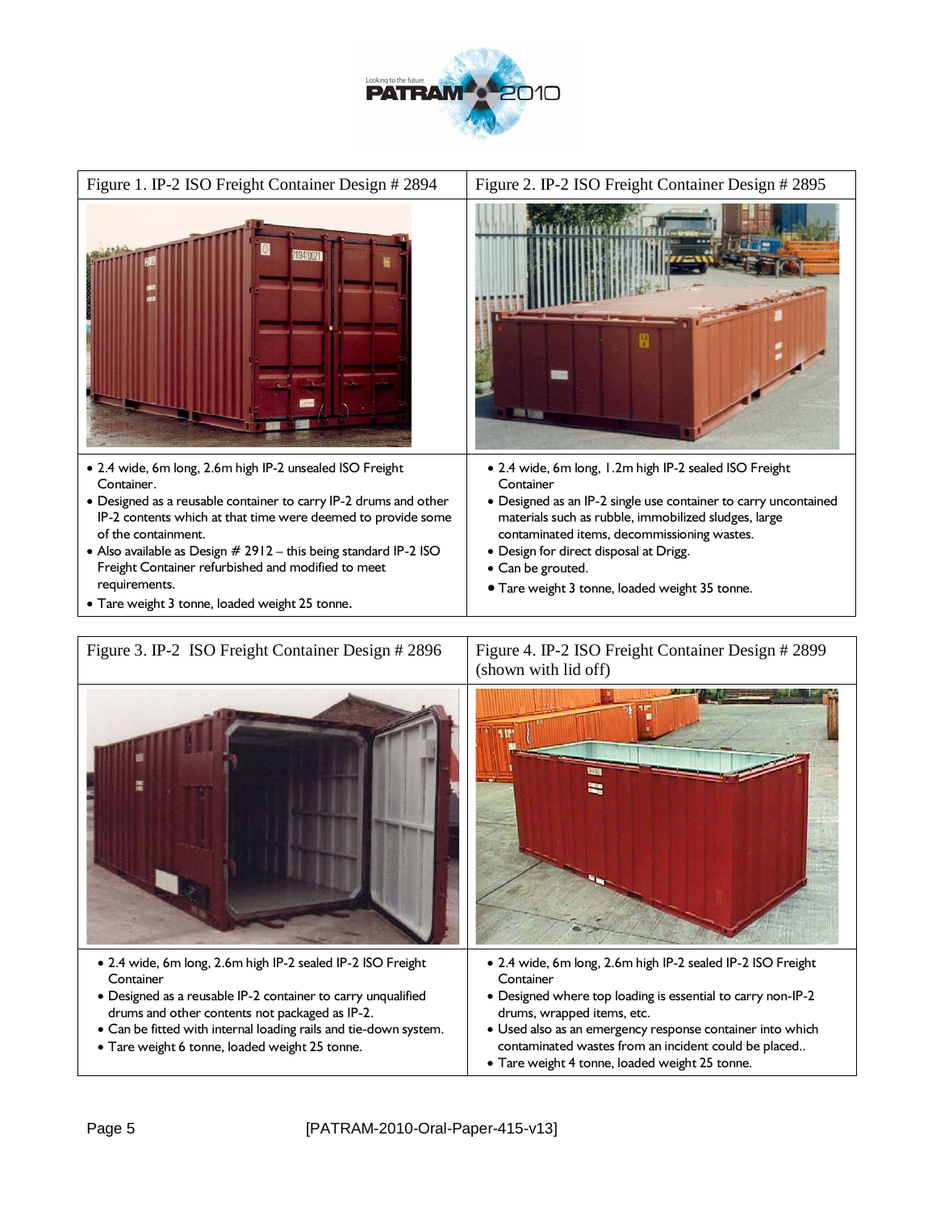Figure 1. IP-2 ISO Freight Container Design # 2894

- 2.4 wide, 6m long, 2.6m high IP-2 unsealed ISO Freight Container.
- Designed as a reusable container to carry IP-2 drums and other IP-2 contents which at that time were deemed to provide some of the containment.
- Also available as Design # 2912 – this being standard IP-2 ISO Freight Container refurbished and modified to meet requirements.
- Tare weight 3 tonne, loaded weight 25 tonne.

Figure 2. IP-2 ISO Freight Container Design # 2895

- 2.4 wide, 6m long, 1.2m high IP-2 sealed ISO Freight Container
- Designed as an IP-2 single use container to carry uncontained materials such as rubble, immobilized sludges, large contaminated items, decommissioning wastes.
- Design for direct disposal at Drigg.
- Can be grouted.
- Tare weight 3 tonne, loaded weight 35 tonne.

Figure 3. IP-2 ISO Freight Container Design # 2896

- 2.4 wide, 6m long, 2.6m high IP-2 sealed IP-2 ISO Freight Container
- Designed as a reusable IP-2 container to carry unqualified drums and other contents not packaged as IP-2.
- Can be fitted with internal loading rails and tie-down system.
- Tare weight 6 tonne, loaded weight 25 tonne.

Figure 4. IP-2 ISO Freight Container Design # 2899 (shown with lid off)

- 2.4 wide, 6m long, 2.6m high IP-2 sealed IP-2 ISO Freight Container
- Designed where top loading is essential to carry non-IP-2 drums, wrapped items, etc.
- Used also as an emergency response container into which contaminated wastes from an incident could be placed..
- Tare weight 4 tonne, loaded weight 25 tonne.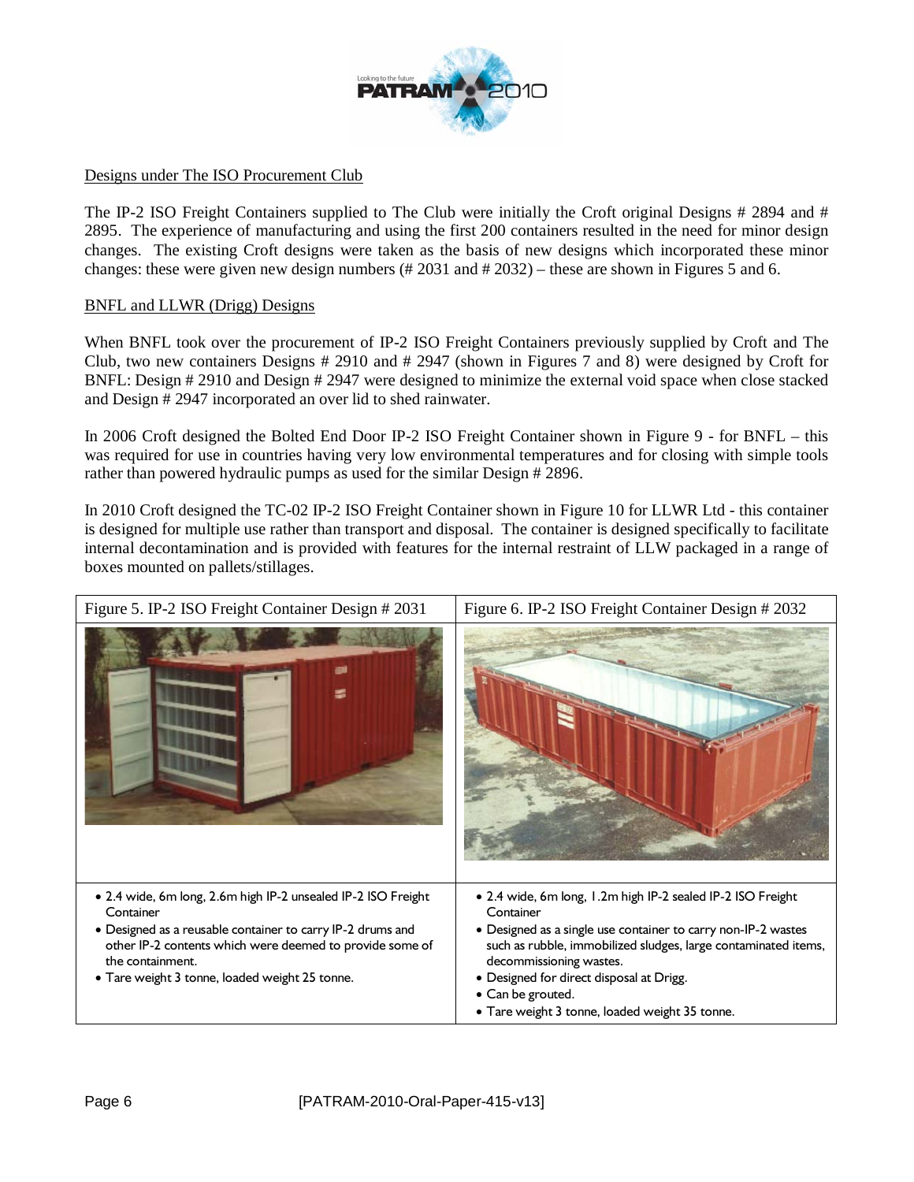Designs under The ISO Procurement Club

The IP-2 ISO Freight Containers supplied to The Club were initially the Croft original Designs # 2894 and # 2895. The experience of manufacturing and using the first 200 containers resulted in the need for minor design changes. The existing Croft designs were taken as the basis of new designs which incorporated these minor changes: these were given new design numbers (# 2031 and # 2032) – these are shown in Figures 5 and 6.

BNFL and LLWR (Drigg) Designs

When BNFL took over the procurement of IP-2 ISO Freight Containers previously supplied by Croft and The Club, two new containers Designs # 2910 and # 2947 (shown in Figures 7 and 8) were designed by Croft for BNFL: Design # 2910 and Design # 2947 were designed to minimize the external void space when close stacked and Design # 2947 incorporated an over lid to shed rainwater.

In 2006 Croft designed the Bolted End Door IP-2 ISO Freight Container shown in Figure 9 - for BNFL – this was required for use in countries having very low environmental temperatures and for closing with simple tools rather than powered hydraulic pumps as used for the similar Design # 2896.

In 2010 Croft designed the TC-02 IP-2 ISO Freight Container shown in Figure 10 for LLWR Ltd - this container is designed for multiple use rather than transport and disposal. The container is designed specifically to facilitate internal decontamination and is provided with features for the internal restraint of LLW packaged in a range of boxes mounted on pallets/stillages.

| Figure 5. IP-2 ISO Freight Container Design # 2031 | Figure 6. IP-2 ISO Freight Container Design # 2032 |
|---|---|
| | |
| • 2.4 wide, 6m long, 2.6m high IP-2 unsealed IP-2 ISO Freight Container<br>• Designed as a reusable container to carry IP-2 drums and other IP-2 contents which were deemed to provide some of the containment.<br>• Tare weight 3 tonne, loaded weight 25 tonne. | • 2.4 wide, 6m long, 1.2m high IP-2 sealed IP-2 ISO Freight Container<br>• Designed as a single use container to carry non-IP-2 wastes such as rubble, immobilized sludges, large contaminated items, decommissioning wastes.<br>• Designed for direct disposal at Drigg.<br>• Can be grouted.<br>• Tare weight 3 tonne, loaded weight 35 tonne. |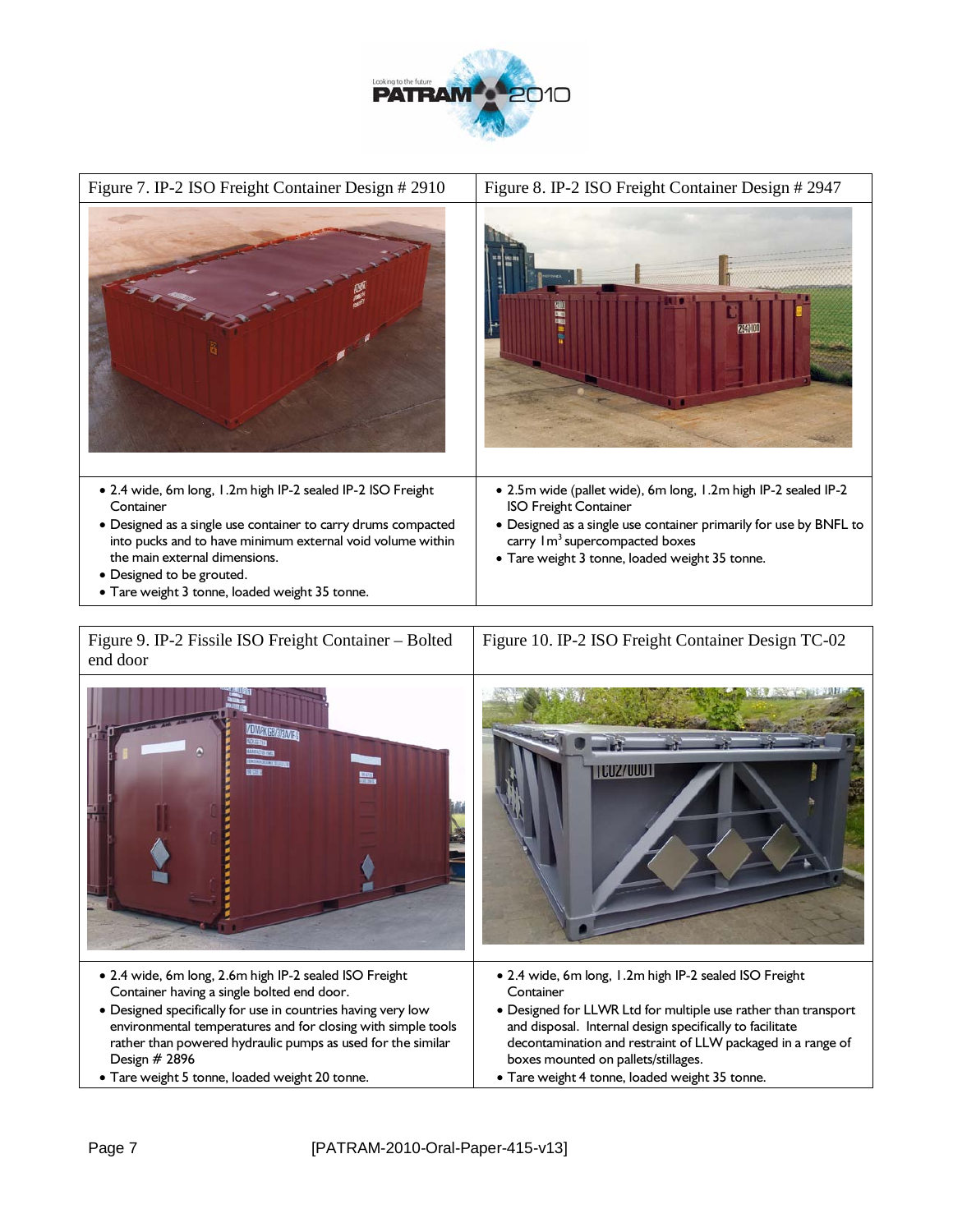| Figure 7. IP-2 ISO Freight Container Design # 2910 | Figure 8. IP-2 ISO Freight Container Design # 2947 |
|---|---|
| • 2.4 wide, 6m long, 1.2m high IP-2 sealed IP-2 ISO Freight Container<br>• Designed as a single use container to carry drums compacted into pucks and to have minimum external void volume within the main external dimensions.<br>• Designed to be grouted.<br>• Tare weight 3 tonne, loaded weight 35 tonne. | • 2.5m wide (pallet wide), 6m long, 1.2m high IP-2 sealed IP-2 ISO Freight Container<br>• Designed as a single use container primarily for use by BNFL to carry 1m$^3$ supercompacted boxes<br>• Tare weight 3 tonne, loaded weight 35 tonne. |

| Figure 9. IP-2 Fissile ISO Freight Container – Bolted end door | Figure 10. IP-2 ISO Freight Container Design TC-02 |
|---|---|
| • 2.4 wide, 6m long, 2.6m high IP-2 sealed ISO Freight Container having a single bolted end door.<br>• Designed specifically for use in countries having very low environmental temperatures and for closing with simple tools rather than powered hydraulic pumps as used for the similar Design # 2896<br>• Tare weight 5 tonne, loaded weight 20 tonne. | • 2.4 wide, 6m long, 1.2m high IP-2 sealed ISO Freight Container<br>• Designed for LLWR Ltd for multiple use rather than transport and disposal. Internal design specifically to facilitate decontamination and restraint of LLW packaged in a range of boxes mounted on pallets/stillages.<br>• Tare weight 4 tonne, loaded weight 35 tonne. |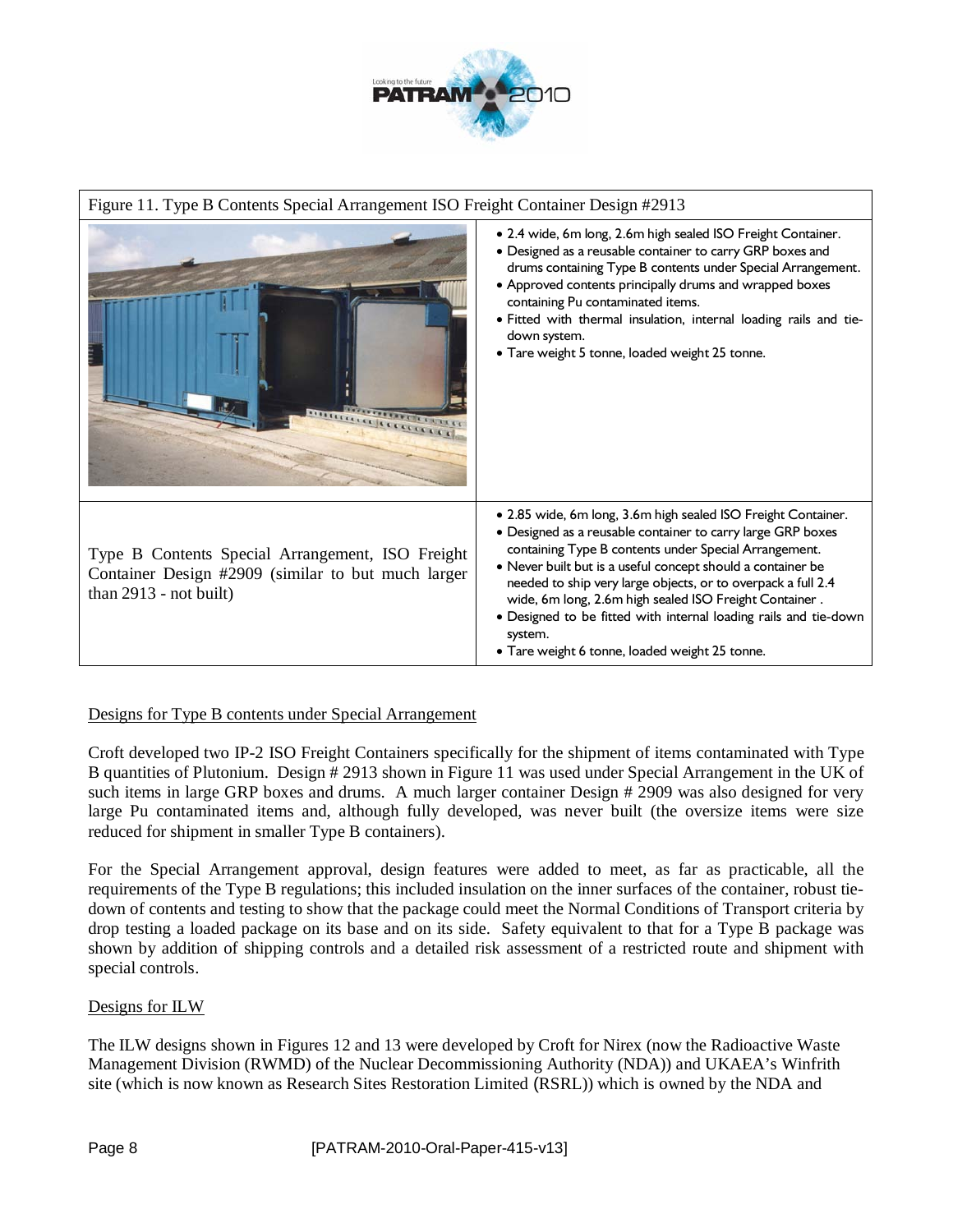| Figure 11. Type B Contents Special Arrangement ISO Freight Container Design #2913 | |
|---|---|
| | • 2.4 wide, 6m long, 2.6m high sealed ISO Freight Container.<br>• Designed as a reusable container to carry GRP boxes and drums containing Type B contents under Special Arrangement.<br>• Approved contents principally drums and wrapped boxes containing Pu contaminated items.<br>• Fitted with thermal insulation, internal loading rails and tie-down system.<br>• Tare weight 5 tonne, loaded weight 25 tonne. |
| Type B Contents Special Arrangement, ISO Freight Container Design #2909 (similar to but much larger than 2913 - not built) | • 2.85 wide, 6m long, 3.6m high sealed ISO Freight Container.<br>• Designed as a reusable container to carry large GRP boxes containing Type B contents under Special Arrangement.<br>• Never built but is a useful concept should a container be needed to ship very large objects, or to overpack a full 2.4 wide, 6m long, 2.6m high sealed ISO Freight Container .<br>• Designed to be fitted with internal loading rails and tie-down system.<br>• Tare weight 6 tonne, loaded weight 25 tonne. |

## Designs for Type B contents under Special Arrangement

Croft developed two IP-2 ISO Freight Containers specifically for the shipment of items contaminated with Type B quantities of Plutonium. Design # 2913 shown in Figure 11 was used under Special Arrangement in the UK of such items in large GRP boxes and drums. A much larger container Design # 2909 was also designed for very large Pu contaminated items and, although fully developed, was never built (the oversize items were size reduced for shipment in smaller Type B containers).

For the Special Arrangement approval, design features were added to meet, as far as practicable, all the requirements of the Type B regulations; this included insulation on the inner surfaces of the container, robust tie-down of contents and testing to show that the package could meet the Normal Conditions of Transport criteria by drop testing a loaded package on its base and on its side. Safety equivalent to that for a Type B package was shown by addition of shipping controls and a detailed risk assessment of a restricted route and shipment with special controls.

## Designs for ILW

The ILW designs shown in Figures 12 and 13 were developed by Croft for Nirex (now the Radioactive Waste Management Division (RWMD) of the Nuclear Decommissioning Authority (NDA)) and UKAEA's Winfrith site (which is now known as Research Sites Restoration Limited (RSRL)) which is owned by the NDA and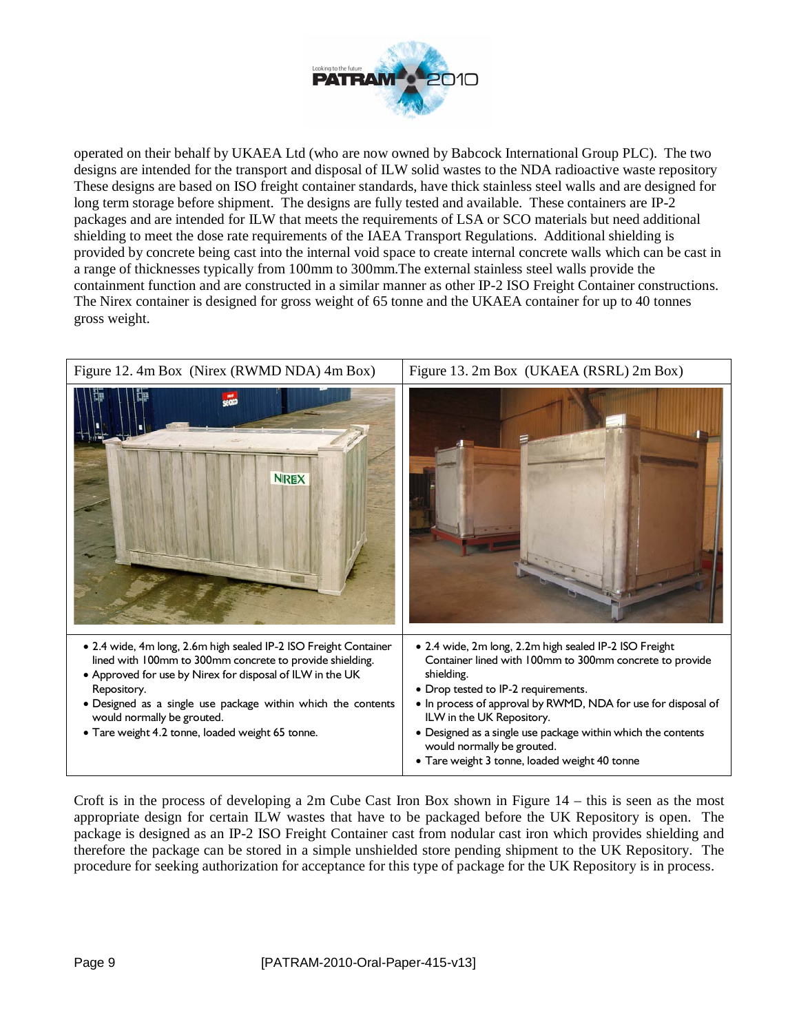operated on their behalf by UKAEA Ltd (who are now owned by Babcock International Group PLC). The two designs are intended for the transport and disposal of ILW solid wastes to the NDA radioactive waste repository These designs are based on ISO freight container standards, have thick stainless steel walls and are designed for long term storage before shipment. The designs are fully tested and available. These containers are IP-2 packages and are intended for ILW that meets the requirements of LSA or SCO materials but need additional shielding to meet the dose rate requirements of the IAEA Transport Regulations. Additional shielding is provided by concrete being cast into the internal void space to create internal concrete walls which can be cast in a range of thicknesses typically from 100mm to 300mm.The external stainless steel walls provide the containment function and are constructed in a similar manner as other IP-2 ISO Freight Container constructions. The Nirex container is designed for gross weight of 65 tonne and the UKAEA container for up to 40 tonnes gross weight.

| Figure 12. 4m Box (Nirex (RWMD NDA) 4m Box) | Figure 13. 2m Box (UKAEA (RSRL) 2m Box) |
|---|---|
| | |
| • 2.4 wide, 4m long, 2.6m high sealed IP-2 ISO Freight Container lined with 100mm to 300mm concrete to provide shielding.<br>• Approved for use by Nirex for disposal of ILW in the UK Repository.<br>• Designed as a single use package within which the contents would normally be grouted.<br>• Tare weight 4.2 tonne, loaded weight 65 tonne. | • 2.4 wide, 2m long, 2.2m high sealed IP-2 ISO Freight Container lined with 100mm to 300mm concrete to provide shielding.<br>• Drop tested to IP-2 requirements.<br>• In process of approval by RWMD, NDA for use for disposal of ILW in the UK Repository.<br>• Designed as a single use package within which the contents would normally be grouted.<br>• Tare weight 3 tonne, loaded weight 40 tonne |

Croft is in the process of developing a 2m Cube Cast Iron Box shown in Figure 14 – this is seen as the most appropriate design for certain ILW wastes that have to be packaged before the UK Repository is open. The package is designed as an IP-2 ISO Freight Container cast from nodular cast iron which provides shielding and therefore the package can be stored in a simple unshielded store pending shipment to the UK Repository. The procedure for seeking authorization for acceptance for this type of package for the UK Repository is in process.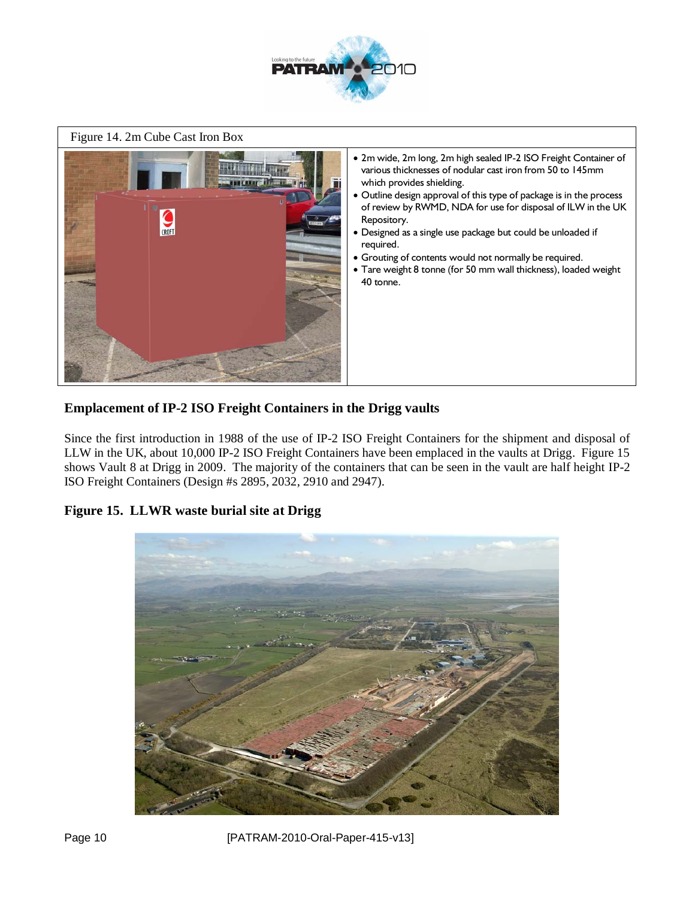Figure 14. 2m Cube Cast Iron Box

- 2m wide, 2m long, 2m high sealed IP-2 ISO Freight Container of various thicknesses of nodular cast iron from 50 to 145mm which provides shielding.
- Outline design approval of this type of package is in the process of review by RWMD, NDA for use for disposal of ILW in the UK Repository.
- Designed as a single use package but could be unloaded if required.
- Grouting of contents would not normally be required.
- Tare weight 8 tonne (for 50 mm wall thickness), loaded weight 40 tonne.

## Emplacement of IP-2 ISO Freight Containers in the Drigg vaults

Since the first introduction in 1988 of the use of IP-2 ISO Freight Containers for the shipment and disposal of LLW in the UK, about 10,000 IP-2 ISO Freight Containers have been emplaced in the vaults at Drigg. Figure 15 shows Vault 8 at Drigg in 2009. The majority of the containers that can be seen in the vault are half height IP-2 ISO Freight Containers (Design #s 2895, 2032, 2910 and 2947).

**Figure 15. LLWR waste burial site at Drigg**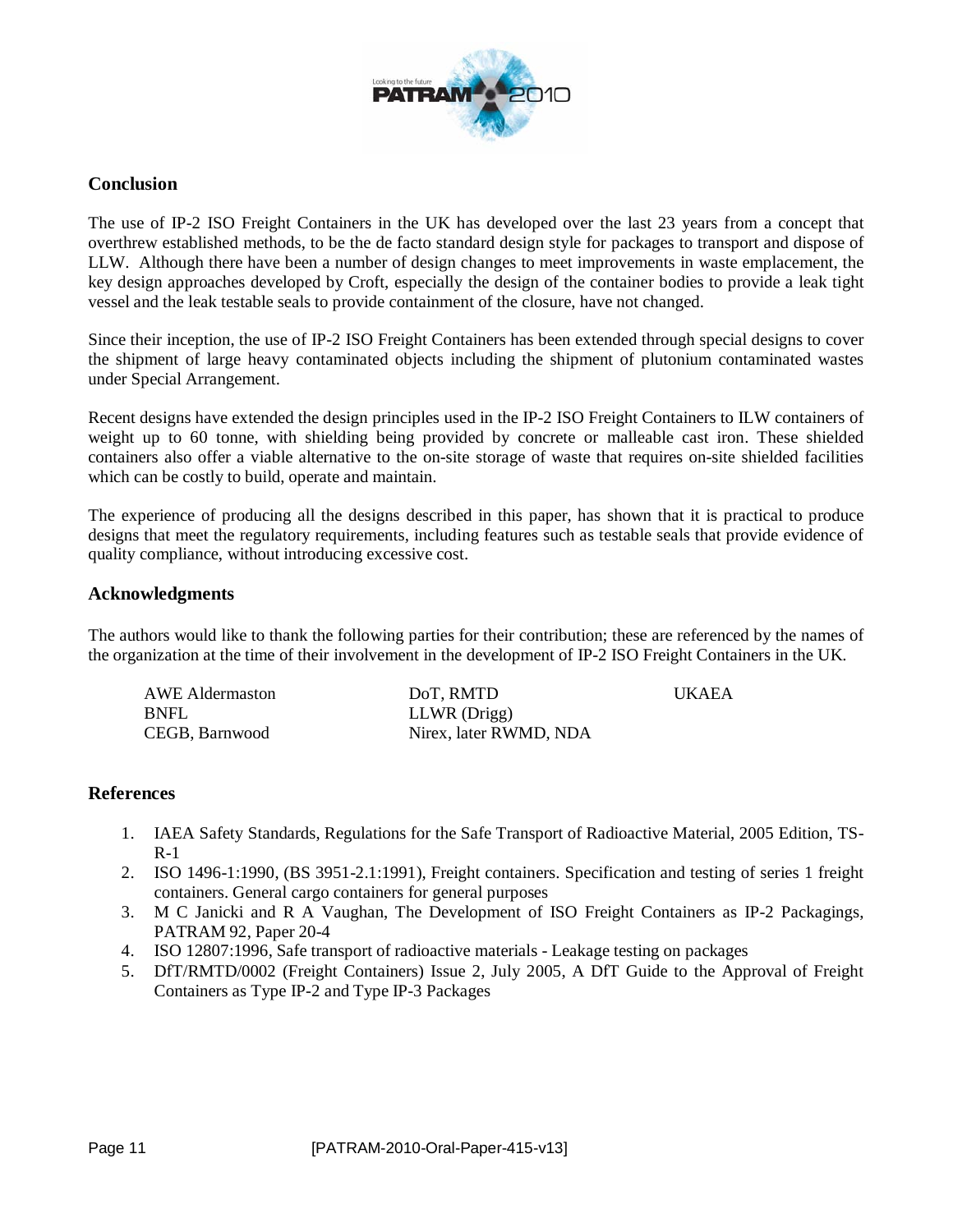## Conclusion

The use of IP-2 ISO Freight Containers in the UK has developed over the last 23 years from a concept that overthrew established methods, to be the de facto standard design style for packages to transport and dispose of LLW. Although there have been a number of design changes to meet improvements in waste emplacement, the key design approaches developed by Croft, especially the design of the container bodies to provide a leak tight vessel and the leak testable seals to provide containment of the closure, have not changed.

Since their inception, the use of IP-2 ISO Freight Containers has been extended through special designs to cover the shipment of large heavy contaminated objects including the shipment of plutonium contaminated wastes under Special Arrangement.

Recent designs have extended the design principles used in the IP-2 ISO Freight Containers to ILW containers of weight up to 60 tonne, with shielding being provided by concrete or malleable cast iron. These shielded containers also offer a viable alternative to the on-site storage of waste that requires on-site shielded facilities which can be costly to build, operate and maintain.

The experience of producing all the designs described in this paper, has shown that it is practical to produce designs that meet the regulatory requirements, including features such as testable seals that provide evidence of quality compliance, without introducing excessive cost.

## Acknowledgments

The authors would like to thank the following parties for their contribution; these are referenced by the names of the organization at the time of their involvement in the development of IP-2 ISO Freight Containers in the UK.

| | | |
|---|---|---|
| AWE Aldermaston | DoT, RMTD | UKAEA |
| BNFL | LLWR (Drigg) | |
| CEGB, Barnwood | Nirex, later RWMD, NDA | |

## References

1. IAEA Safety Standards, Regulations for the Safe Transport of Radioactive Material, 2005 Edition, TS-R-1
2. ISO 1496-1:1990, (BS 3951-2.1:1991), Freight containers. Specification and testing of series 1 freight containers. General cargo containers for general purposes
3. M C Janicki and R A Vaughan, The Development of ISO Freight Containers as IP-2 Packagings, PATRAM 92, Paper 20-4
4. ISO 12807:1996, Safe transport of radioactive materials - Leakage testing on packages
5. DfT/RMTD/0002 (Freight Containers) Issue 2, July 2005, A DfT Guide to the Approval of Freight Containers as Type IP-2 and Type IP-3 Packages